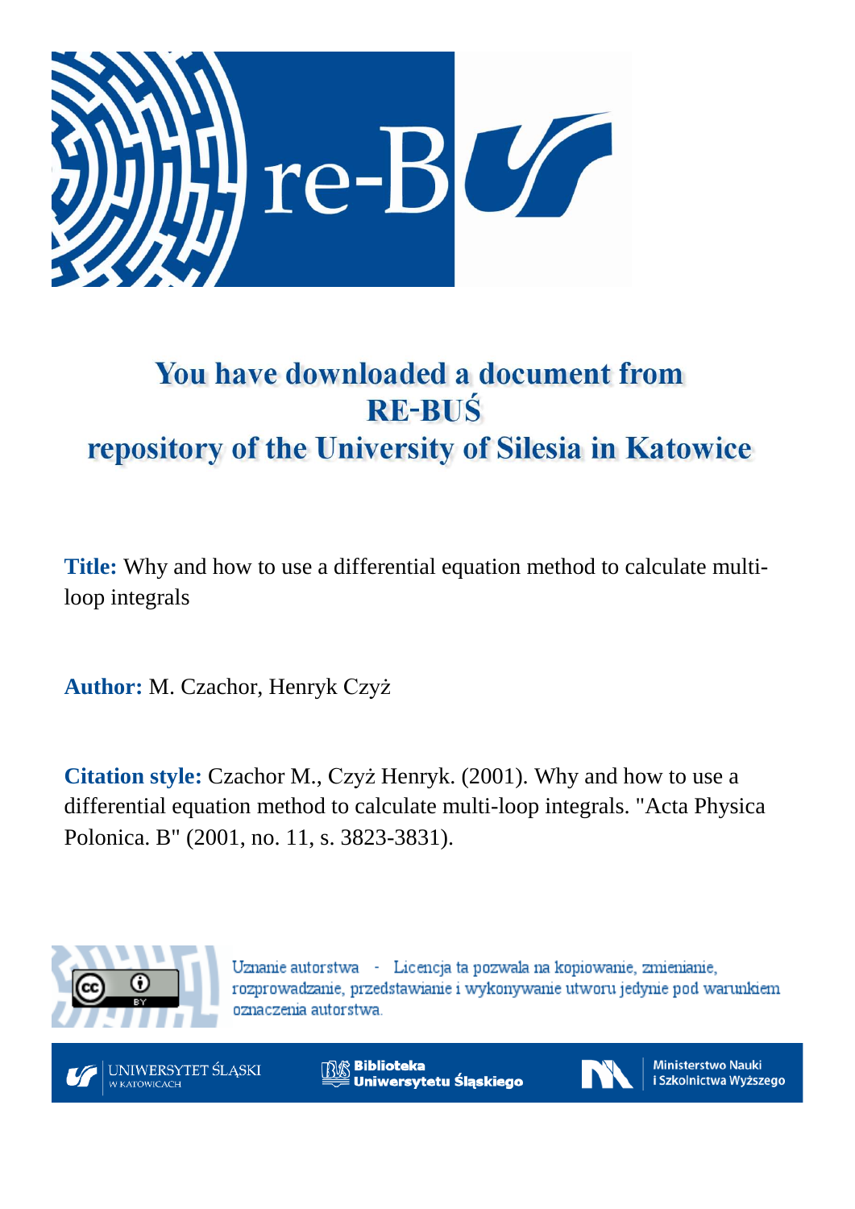# You have downloaded a document from RE-BUŚ repository of the University of Silesia in Katowice

**Title:** Why and how to use a differential equation method to calculate multi-loop integrals

**Author:** M. Czachor, Henryk Czyż

**Citation style:** Czachor M., Czyż Henryk. (2001). Why and how to use a differential equation method to calculate multi-loop integrals. "Acta Physica Polonica. B" (2001, no. 11, s. 3823-3831).

Uznanie autorstwa - Licencja ta pozwala na kopiowanie, zmienianie, rozprowadzanie, przedstawianie i wykonywanie utworu jedynie pod warunkiem oznaczenia autorstwa.

UNIWERSYTET ŚLĄSKI W KATOWICACH

Biblioteka Uniwersytetu Śląskiego

Ministerstwo Nauki i Szkolnictwa Wyższego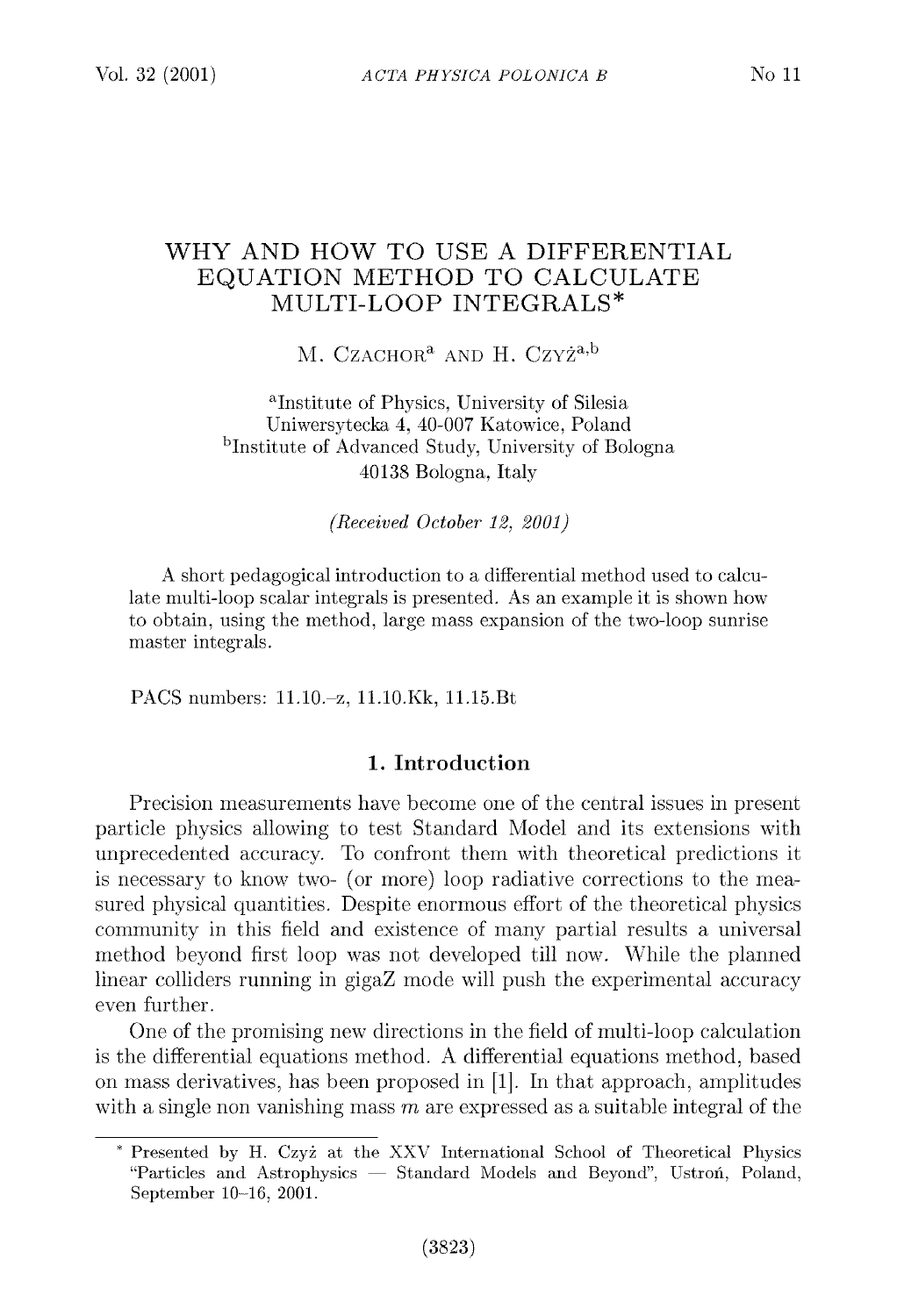# WHY AND HOW TO USE A DIFFERENTIAL EQUATION METHOD TO CALCULATE MULTI-LOOP INTEGRALS*

M. Czachor[a] and H. Czyż[a,b]

[a]Institute of Physics, University of Silesia
Uniwersytecka 4, 40-007 Katowice, Poland
[b]Institute of Advanced Study, University of Bologna
40138 Bologna, Italy

*(Received October 12, 2001)*

A short pedagogical introduction to a differential method used to calculate multi-loop scalar integrals is presented. As an example it is shown how to obtain, using the method, large mass expansion of the two-loop sunrise master integrals.

PACS numbers: 11.10.–z, 11.10.Kk, 11.15.Bt

## 1. Introduction

Precision measurements have become one of the central issues in present particle physics allowing to test Standard Model and its extensions with unprecedented accuracy. To confront them with theoretical predictions it is necessary to know two- (or more) loop radiative corrections to the measured physical quantities. Despite enormous effort of the theoretical physics community in this field and existence of many partial results a universal method beyond first loop was not developed till now. While the planned linear colliders running in gigaZ mode will push the experimental accuracy even further.

One of the promising new directions in the field of multi-loop calculation is the differential equations method. A differential equations method, based on mass derivatives, has been proposed in [1]. In that approach, amplitudes with a single non vanishing mass $m$ are expressed as a suitable integral of the

---

* Presented by H. Czyż at the XXV International School of Theoretical Physics "Particles and Astrophysics — Standard Models and Beyond", Ustroń, Poland, September 10–16, 2001.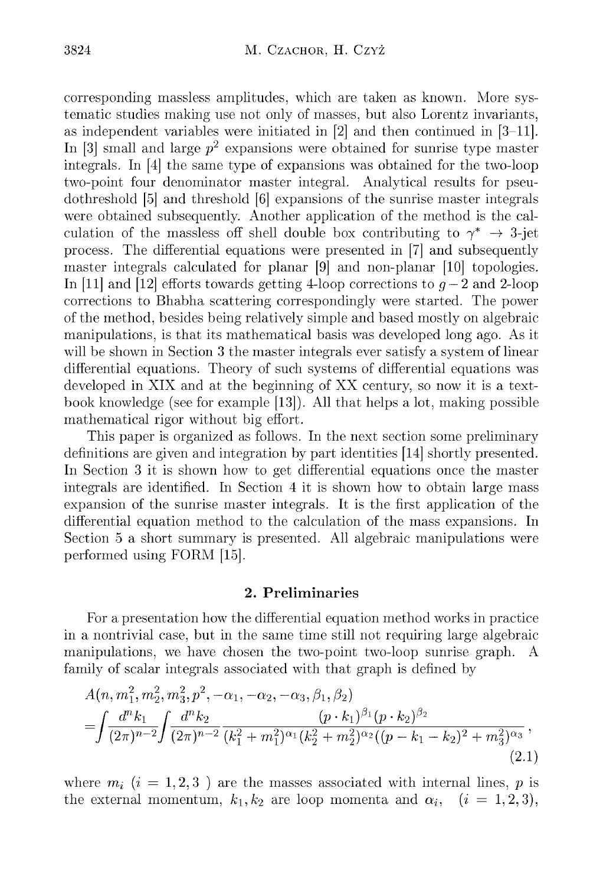corresponding massless amplitudes, which are taken as known. More systematic studies making use not only of masses, but also Lorentz invariants, as independent variables were initiated in [2] and then continued in [3–11]. In [3] small and large $p^2$ expansions were obtained for sunrise type master integrals. In [4] the same type of expansions was obtained for the two-loop two-point four denominator master integral. Analytical results for pseudothreshold [5] and threshold [6] expansions of the sunrise master integrals were obtained subsequently. Another application of the method is the calculation of the massless off shell double box contributing to $\gamma^* \to$ 3-jet process. The differential equations were presented in [7] and subsequently master integrals calculated for planar [9] and non-planar [10] topologies. In [11] and [12] efforts towards getting 4-loop corrections to $g-2$ and 2-loop corrections to Bhabha scattering correspondingly were started. The power of the method, besides being relatively simple and based mostly on algebraic manipulations, is that its mathematical basis was developed long ago. As it will be shown in Section 3 the master integrals ever satisfy a system of linear differential equations. Theory of such systems of differential equations was developed in XIX and at the beginning of XX century, so now it is a textbook knowledge (see for example [13]). All that helps a lot, making possible mathematical rigor without big effort.

This paper is organized as follows. In the next section some preliminary definitions are given and integration by part identities [14] shortly presented. In Section 3 it is shown how to get differential equations once the master integrals are identified. In Section 4 it is shown how to obtain large mass expansion of the sunrise master integrals. It is the first application of the differential equation method to the calculation of the mass expansions. In Section 5 a short summary is presented. All algebraic manipulations were performed using FORM [15].

## 2. Preliminaries

For a presentation how the differential equation method works in practice in a nontrivial case, but in the same time still not requiring large algebraic manipulations, we have chosen the two-point two-loop sunrise graph. A family of scalar integrals associated with that graph is defined by

$$
\begin{aligned}
&A(n, m_1^2, m_2^2, m_3^2, p^2, -\alpha_1, -\alpha_2, -\alpha_3, \beta_1, \beta_2) \\
&= \int \frac{d^n k_1}{(2\pi)^{n-2}} \int \frac{d^n k_2}{(2\pi)^{n-2}} \frac{(p \cdot k_1)^{\beta_1} (p \cdot k_2)^{\beta_2}}{(k_1^2 + m_1^2)^{\alpha_1} (k_2^2 + m_2^2)^{\alpha_2} ((p - k_1 - k_2)^2 + m_3^2)^{\alpha_3}}, \qquad (2.1)
\end{aligned}
$$

where $m_i$ ($i = 1, 2, 3$) are the masses associated with internal lines, $p$ is the external momentum, $k_1, k_2$ are loop momenta and $\alpha_i$, ($i = 1, 2, 3$),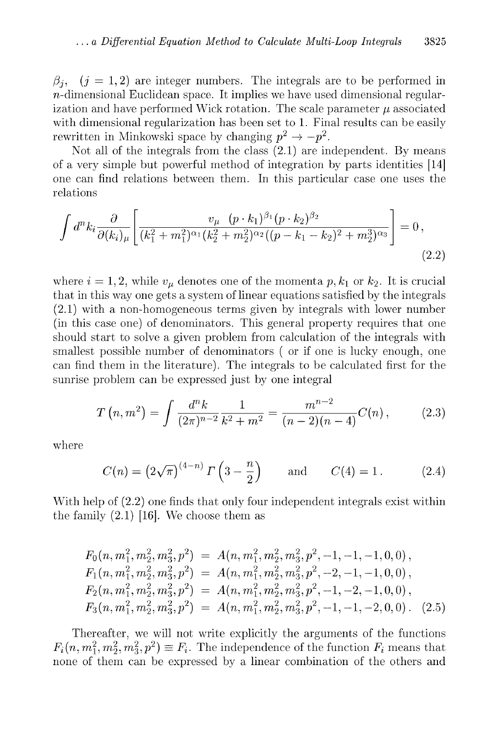$\beta_j$, $(j = 1, 2)$ are integer numbers. The integrals are to be performed in $n$-dimensional Euclidean space. It implies we have used dimensional regularization and have performed Wick rotation. The scale parameter $\mu$ associated with dimensional regularization has been set to 1. Final results can be easily rewritten in Minkowski space by changing $p^2 \to -p^2$.

Not all of the integrals from the class (2.1) are independent. By means of a very simple but powerful method of integration by parts identities [14] one can find relations between them. In this particular case one uses the relations

$$\int d^n k_i \frac{\partial}{\partial (k_i)_\mu} \left[ \frac{v_\mu \ (p \cdot k_1)^{\beta_1} (p \cdot k_2)^{\beta_2}}{(k_1^2 + m_1^2)^{\alpha_1} (k_2^2 + m_2^2)^{\alpha_2} ((p - k_1 - k_2)^2 + m_3^2)^{\alpha_3}} \right] = 0 \,, \tag{2.2}$$

where $i = 1, 2$, while $v_\mu$ denotes one of the momenta $p, k_1$ or $k_2$. It is crucial that in this way one gets a system of linear equations satisfied by the integrals (2.1) with a non-homogeneous terms given by integrals with lower number (in this case one) of denominators. This general property requires that one should start to solve a given problem from calculation of the integrals with smallest possible number of denominators ( or if one is lucky enough, one can find them in the literature). The integrals to be calculated first for the sunrise problem can be expressed just by one integral

$$T\left(n, m^2\right) = \int \frac{d^n k}{(2\pi)^{n-2}} \frac{1}{k^2 + m^2} = \frac{m^{n-2}}{(n-2)(n-4)} C(n) \,, \tag{2.3}$$

where

$$C(n) = \left(2\sqrt{\pi}\right)^{(4-n)} \Gamma\left(3 - \frac{n}{2}\right) \qquad \text{and} \qquad C(4) = 1 \,. \tag{2.4}$$

With help of (2.2) one finds that only four independent integrals exist within the family (2.1) [16]. We choose them as

$$\begin{aligned}
F_0(n, m_1^2, m_2^2, m_3^2, p^2) &= A(n, m_1^2, m_2^2, m_3^2, p^2, -1, -1, -1, 0, 0) \,, \\
F_1(n, m_1^2, m_2^2, m_3^2, p^2) &= A(n, m_1^2, m_2^2, m_3^2, p^2, -2, -1, -1, 0, 0) \,, \\
F_2(n, m_1^2, m_2^2, m_3^2, p^2) &= A(n, m_1^2, m_2^2, m_3^2, p^2, -1, -2, -1, 0, 0) \,, \\
F_3(n, m_1^2, m_2^2, m_3^2, p^2) &= A(n, m_1^2, m_2^2, m_3^2, p^2, -1, -1, -2, 0, 0) \,.
\end{aligned} \tag{2.5}$$

Thereafter, we will not write explicitly the arguments of the functions $F_i(n, m_1^2, m_2^2, m_3^2, p^2) \equiv F_i$. The independence of the function $F_i$ means that none of them can be expressed by a linear combination of the others and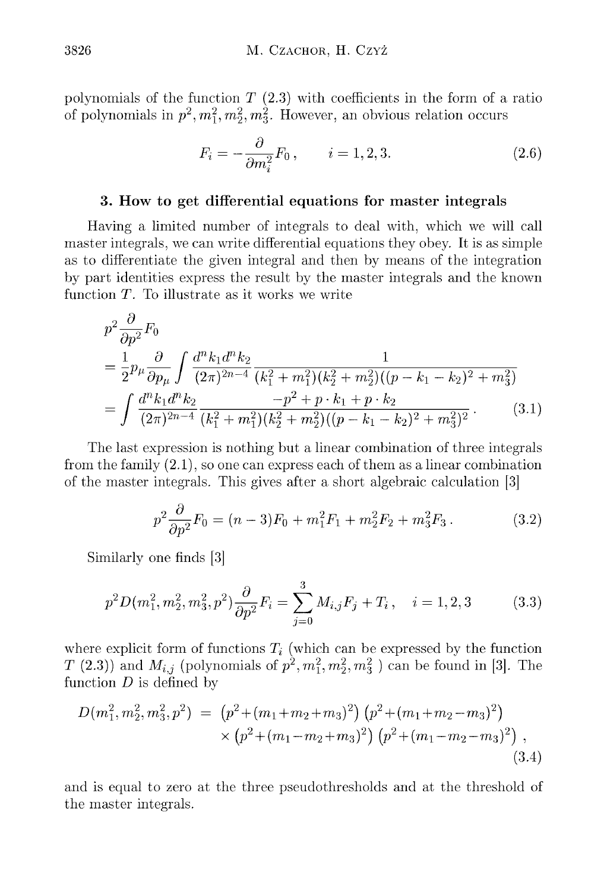polynomials of the function $T$ (2.3) with coefficients in the form of a ratio of polynomials in $p^2, m_1^2, m_2^2, m_3^2$. However, an obvious relation occurs

$$F_i = -\frac{\partial}{\partial m_i^2} F_0 \,, \qquad i = 1, 2, 3. \tag{2.6}$$

## 3. How to get differential equations for master integrals

Having a limited number of integrals to deal with, which we will call master integrals, we can write differential equations they obey. It is as simple as to differentiate the given integral and then by means of the integration by part identities express the result by the master integrals and the known function $T$. To illustrate as it works we write

$$\begin{aligned}
& p^2 \frac{\partial}{\partial p^2} F_0 \\
&= \frac{1}{2} p_\mu \frac{\partial}{\partial p_\mu} \int \frac{d^n k_1 d^n k_2}{(2\pi)^{2n-4}} \frac{1}{(k_1^2 + m_1^2)(k_2^2 + m_2^2)((p - k_1 - k_2)^2 + m_3^2)} \\
&= \int \frac{d^n k_1 d^n k_2}{(2\pi)^{2n-4}} \frac{-p^2 + p \cdot k_1 + p \cdot k_2}{(k_1^2 + m_1^2)(k_2^2 + m_2^2)((p - k_1 - k_2)^2 + m_3^2)^2} \,.
\end{aligned} \tag{3.1}$$

The last expression is nothing but a linear combination of three integrals from the family (2.1), so one can express each of them as a linear combination of the master integrals. This gives after a short algebraic calculation [3]

$$p^2 \frac{\partial}{\partial p^2} F_0 = (n - 3) F_0 + m_1^2 F_1 + m_2^2 F_2 + m_3^2 F_3 \,. \tag{3.2}$$

Similarly one finds [3]

$$p^2 D(m_1^2, m_2^2, m_3^2, p^2) \frac{\partial}{\partial p^2} F_i = \sum_{j=0}^{3} M_{i,j} F_j + T_i \,, \quad i = 1, 2, 3 \tag{3.3}$$

where explicit form of functions $T_i$ (which can be expressed by the function $T$ (2.3)) and $M_{i,j}$ (polynomials of $p^2, m_1^2, m_2^2, m_3^2$ ) can be found in [3]. The function $D$ is defined by

$$\begin{aligned}
D(m_1^2, m_2^2, m_3^2, p^2) \; &= \; \left(p^2 + (m_1 + m_2 + m_3)^2\right) \left(p^2 + (m_1 + m_2 - m_3)^2\right) \\
& \quad \times \left(p^2 + (m_1 - m_2 + m_3)^2\right) \left(p^2 + (m_1 - m_2 - m_3)^2\right) \,,
\end{aligned} \tag{3.4}$$

and is equal to zero at the three pseudothresholds and at the threshold of the master integrals.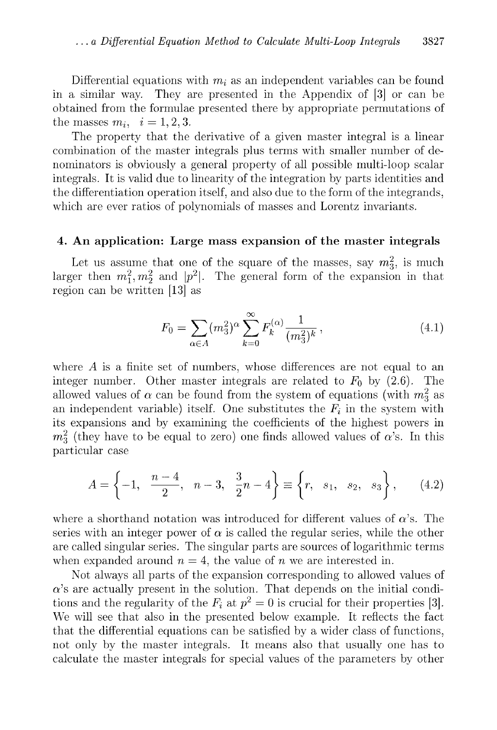Differential equations with $m_i$ as an independent variables can be found in a similar way. They are presented in the Appendix of [3] or can be obtained from the formulae presented there by appropriate permutations of the masses $m_i$, $i = 1, 2, 3$.

The property that the derivative of a given master integral is a linear combination of the master integrals plus terms with smaller number of denominators is obviously a general property of all possible multi-loop scalar integrals. It is valid due to linearity of the integration by parts identities and the differentiation operation itself, and also due to the form of the integrands, which are ever ratios of polynomials of masses and Lorentz invariants.

## 4. An application: Large mass expansion of the master integrals

Let us assume that one of the square of the masses, say $m_3^2$, is much larger then $m_1^2, m_2^2$ and $|p^2|$. The general form of the expansion in that region can be written [13] as

$$F_0 = \sum_{\alpha \in A} (m_3^2)^\alpha \sum_{k=0}^{\infty} F_k^{(\alpha)} \frac{1}{(m_3^2)^k} , \tag{4.1}$$

where $A$ is a finite set of numbers, whose differences are not equal to an integer number. Other master integrals are related to $F_0$ by (2.6). The allowed values of $\alpha$ can be found from the system of equations (with $m_3^2$ as an independent variable) itself. One substitutes the $F_i$ in the system with its expansions and by examining the coefficients of the highest powers in $m_3^2$ (they have to be equal to zero) one finds allowed values of $\alpha$'s. In this particular case

$$A = \left\{ -1, \ \frac{n-4}{2}, \ n-3, \ \frac{3}{2}n - 4 \right\} \equiv \left\{ r, \ s_1, \ s_2, \ s_3 \right\} , \tag{4.2}$$

where a shorthand notation was introduced for different values of $\alpha$'s. The series with an integer power of $\alpha$ is called the regular series, while the other are called singular series. The singular parts are sources of logarithmic terms when expanded around $n = 4$, the value of $n$ we are interested in.

Not always all parts of the expansion corresponding to allowed values of $\alpha$'s are actually present in the solution. That depends on the initial conditions and the regularity of the $F_i$ at $p^2 = 0$ is crucial for their properties [3]. We will see that also in the presented below example. It reflects the fact that the differential equations can be satisfied by a wider class of functions, not only by the master integrals. It means also that usually one has to calculate the master integrals for special values of the parameters by other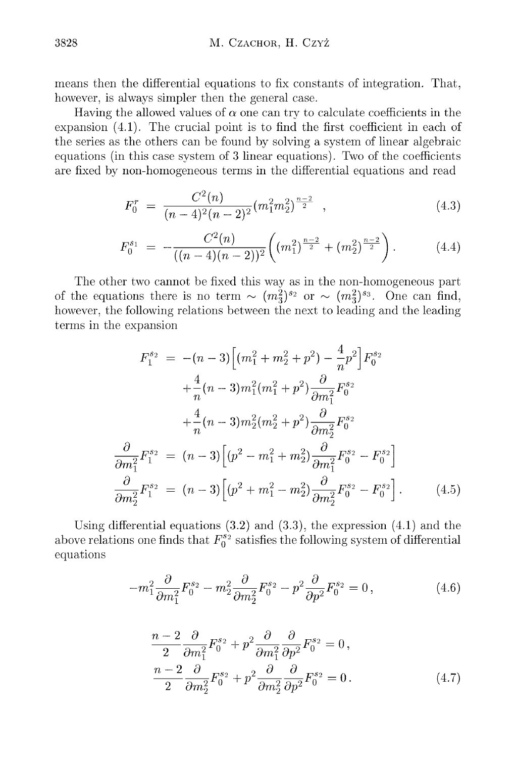means then the differential equations to fix constants of integration. That, however, is always simpler then the general case.

Having the allowed values of $\alpha$ one can try to calculate coefficients in the expansion (4.1). The crucial point is to find the first coefficient in each of the series as the others can be found by solving a system of linear algebraic equations (in this case system of 3 linear equations). Two of the coefficients are fixed by non-homogeneous terms in the differential equations and read

$$F_0^r = \frac{C^2(n)}{(n-4)^2(n-2)^2}(m_1^2 m_2^2)^{\frac{n-2}{2}} \,, \tag{4.3}$$

$$F_0^{s_1} = -\frac{C^2(n)}{((n-4)(n-2))^2}\left((m_1^2)^{\frac{n-2}{2}} + (m_2^2)^{\frac{n-2}{2}}\right). \tag{4.4}$$

The other two cannot be fixed this way as in the non-homogeneous part of the equations there is no term $\sim (m_3^2)^{s_2}$ or $\sim (m_3^2)^{s_3}$. One can find, however, the following relations between the next to leading and the leading terms in the expansion

$$\begin{aligned}
F_1^{s_2} &= -(n-3)\Big[(m_1^2+m_2^2+p^2) - \frac{4}{n}p^2\Big]F_0^{s_2} \\
&\quad + \frac{4}{n}(n-3)m_1^2(m_1^2+p^2)\frac{\partial}{\partial m_1^2}F_0^{s_2} \\
&\quad + \frac{4}{n}(n-3)m_2^2(m_2^2+p^2)\frac{\partial}{\partial m_2^2}F_0^{s_2} \\
\frac{\partial}{\partial m_1^2}F_1^{s_2} &= (n-3)\Big[(p^2-m_1^2+m_2^2)\frac{\partial}{\partial m_1^2}F_0^{s_2} - F_0^{s_2}\Big] \\
\frac{\partial}{\partial m_2^2}F_1^{s_2} &= (n-3)\Big[(p^2+m_1^2-m_2^2)\frac{\partial}{\partial m_2^2}F_0^{s_2} - F_0^{s_2}\Big].
\end{aligned} \tag{4.5}$$

Using differential equations (3.2) and (3.3), the expression (4.1) and the above relations one finds that $F_0^{s_2}$ satisfies the following system of differential equations

$$-m_1^2\frac{\partial}{\partial m_1^2}F_0^{s_2} - m_2^2\frac{\partial}{\partial m_2^2}F_0^{s_2} - p^2\frac{\partial}{\partial p^2}F_0^{s_2} = 0\,, \tag{4.6}$$

$$\begin{aligned}
\frac{n-2}{2}\frac{\partial}{\partial m_1^2}F_0^{s_2} + p^2\frac{\partial}{\partial m_1^2}\frac{\partial}{\partial p^2}F_0^{s_2} &= 0\,, \\
\frac{n-2}{2}\frac{\partial}{\partial m_2^2}F_0^{s_2} + p^2\frac{\partial}{\partial m_2^2}\frac{\partial}{\partial p^2}F_0^{s_2} &= 0\,.
\end{aligned} \tag{4.7}$$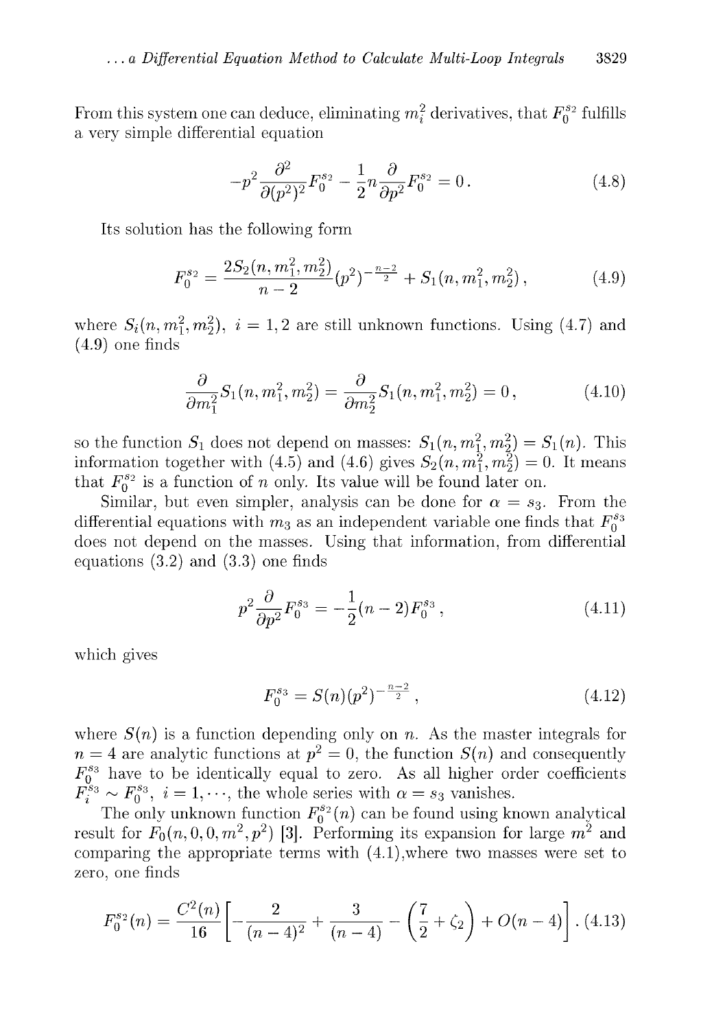From this system one can deduce, eliminating $m_i^2$ derivatives, that $F_0^{s_2}$ fulfills a very simple differential equation

$$-p^2 \frac{\partial^2}{\partial (p^2)^2} F_0^{s_2} - \frac{1}{2} n \frac{\partial}{\partial p^2} F_0^{s_2} = 0 \,. \tag{4.8}$$

Its solution has the following form

$$F_0^{s_2} = \frac{2 S_2(n, m_1^2, m_2^2)}{n-2} (p^2)^{-\frac{n-2}{2}} + S_1(n, m_1^2, m_2^2) \,, \tag{4.9}$$

where $S_i(n, m_1^2, m_2^2)$, $i = 1, 2$ are still unknown functions. Using (4.7) and (4.9) one finds

$$\frac{\partial}{\partial m_1^2} S_1(n, m_1^2, m_2^2) = \frac{\partial}{\partial m_2^2} S_1(n, m_1^2, m_2^2) = 0 \,, \tag{4.10}$$

so the function $S_1$ does not depend on masses: $S_1(n, m_1^2, m_2^2) = S_1(n)$. This information together with (4.5) and (4.6) gives $S_2(n, m_1^2, m_2^2) = 0$. It means that $F_0^{s_2}$ is a function of $n$ only. Its value will be found later on.

Similar, but even simpler, analysis can be done for $\alpha = s_3$. From the differential equations with $m_3$ as an independent variable one finds that $F_0^{s_3}$ does not depend on the masses. Using that information, from differential equations (3.2) and (3.3) one finds

$$p^2 \frac{\partial}{\partial p^2} F_0^{s_3} = -\frac{1}{2}(n-2) F_0^{s_3} \,, \tag{4.11}$$

which gives

$$F_0^{s_3} = S(n) (p^2)^{-\frac{n-2}{2}} \,, \tag{4.12}$$

where $S(n)$ is a function depending only on $n$. As the master integrals for $n = 4$ are analytic functions at $p^2 = 0$, the function $S(n)$ and consequently $F_0^{s_3}$ have to be identically equal to zero. As all higher order coefficients $F_i^{s_3} \sim F_0^{s_3}$, $i = 1, \cdots$, the whole series with $\alpha = s_3$ vanishes.

The only unknown function $F_0^{s_2}(n)$ can be found using known analytical result for $F_0(n, 0, 0, m^2, p^2)$ [3]. Performing its expansion for large $m^2$ and comparing the appropriate terms with (4.1),where two masses were set to zero, one finds

$$F_0^{s_2}(n) = \frac{C^2(n)}{16} \left[ -\frac{2}{(n-4)^2} + \frac{3}{(n-4)} - \left( \frac{7}{2} + \zeta_2 \right) + O(n-4) \right] . \tag{4.13}$$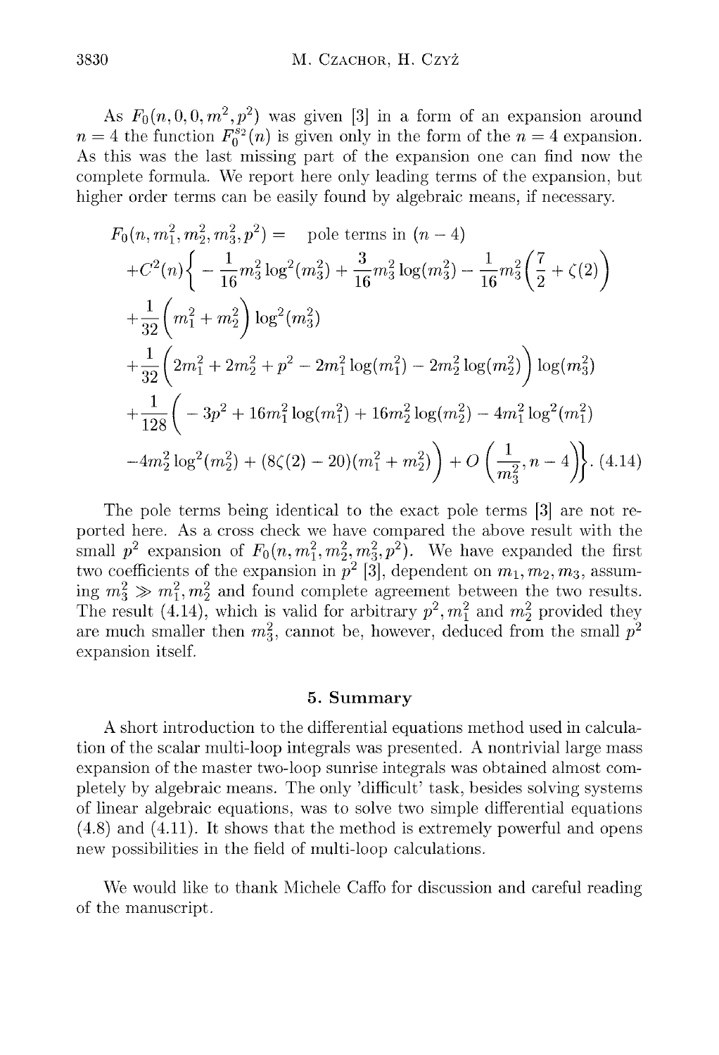As $F_0(n,0,0,m^2,p^2)$ was given [3] in a form of an expansion around $n=4$ the function $F_0^{s_2}(n)$ is given only in the form of the $n=4$ expansion. As this was the last missing part of the expansion one can find now the complete formula. We report here only leading terms of the expansion, but higher order terms can be easily found by algebraic means, if necessary.

$$
\begin{aligned}
F_0(n,m_1^2,m_2^2,m_3^2,p^2) = &\quad \text{pole terms in } (n-4) \\
&+C^2(n)\Bigg\{-\frac{1}{16}m_3^2\log^2(m_3^2)+\frac{3}{16}m_3^2\log(m_3^2)-\frac{1}{16}m_3^2\left(\frac{7}{2}+\zeta(2)\right) \\
&+\frac{1}{32}\left(m_1^2+m_2^2\right)\log^2(m_3^2) \\
&+\frac{1}{32}\left(2m_1^2+2m_2^2+p^2-2m_1^2\log(m_1^2)-2m_2^2\log(m_2^2)\right)\log(m_3^2) \\
&+\frac{1}{128}\Big(-3p^2+16m_1^2\log(m_1^2)+16m_2^2\log(m_2^2)-4m_1^2\log^2(m_1^2) \\
&-4m_2^2\log^2(m_2^2)+(8\zeta(2)-20)(m_1^2+m_2^2)\Big)+O\left(\frac{1}{m_3^2},n-4\right)\Bigg\}. \quad (4.14)
\end{aligned}
$$

The pole terms being identical to the exact pole terms [3] are not reported here. As a cross check we have compared the above result with the small $p^2$ expansion of $F_0(n,m_1^2,m_2^2,m_3^2,p^2)$. We have expanded the first two coefficients of the expansion in $p^2$ [3], dependent on $m_1,m_2,m_3$, assuming $m_3^2 \gg m_1^2, m_2^2$ and found complete agreement between the two results. The result (4.14), which is valid for arbitrary $p^2, m_1^2$ and $m_2^2$ provided they are much smaller then $m_3^2$, cannot be, however, deduced from the small $p^2$ expansion itself.

## 5. Summary

A short introduction to the differential equations method used in calculation of the scalar multi-loop integrals was presented. A nontrivial large mass expansion of the master two-loop sunrise integrals was obtained almost completely by algebraic means. The only 'difficult' task, besides solving systems of linear algebraic equations, was to solve two simple differential equations (4.8) and (4.11). It shows that the method is extremely powerful and opens new possibilities in the field of multi-loop calculations.

We would like to thank Michele Caffo for discussion and careful reading of the manuscript.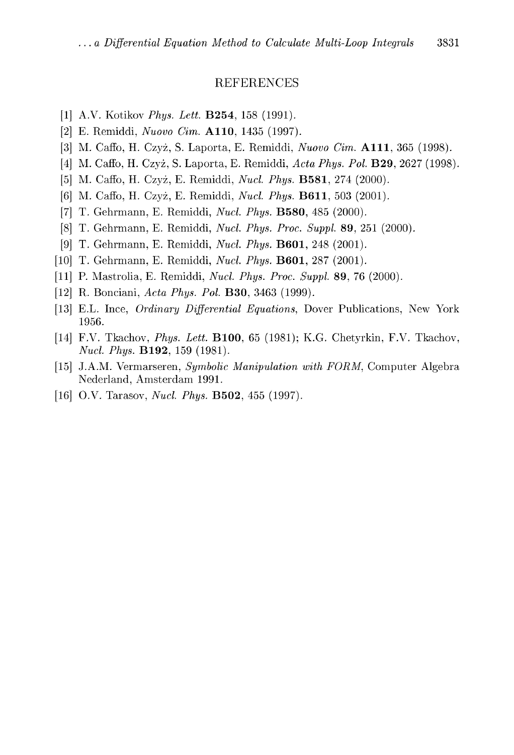## REFERENCES

[1] A.V. Kotikov *Phys. Lett.* **B254**, 158 (1991).

[2] E. Remiddi, *Nuovo Cim.* **A110**, 1435 (1997).

[3] M. Caffo, H. Czyż, S. Laporta, E. Remiddi, *Nuovo Cim.* **A111**, 365 (1998).

[4] M. Caffo, H. Czyż, S. Laporta, E. Remiddi, *Acta Phys. Pol.* **B29**, 2627 (1998).

[5] M. Caffo, H. Czyż, E. Remiddi, *Nucl. Phys.* **B581**, 274 (2000).

[6] M. Caffo, H. Czyż, E. Remiddi, *Nucl. Phys.* **B611**, 503 (2001).

[7] T. Gehrmann, E. Remiddi, *Nucl. Phys.* **B580**, 485 (2000).

[8] T. Gehrmann, E. Remiddi, *Nucl. Phys. Proc. Suppl.* **89**, 251 (2000).

[9] T. Gehrmann, E. Remiddi, *Nucl. Phys.* **B601**, 248 (2001).

[10] T. Gehrmann, E. Remiddi, *Nucl. Phys.* **B601**, 287 (2001).

[11] P. Mastrolia, E. Remiddi, *Nucl. Phys. Proc. Suppl.* **89**, 76 (2000).

[12] R. Bonciani, *Acta Phys. Pol.* **B30**, 3463 (1999).

[13] E.L. Ince, *Ordinary Differential Equations*, Dover Publications, New York 1956.

[14] F.V. Tkachov, *Phys. Lett.* **B100**, 65 (1981); K.G. Chetyrkin, F.V. Tkachov, *Nucl. Phys.* **B192**, 159 (1981).

[15] J.A.M. Vermarseren, *Symbolic Manipulation with FORM*, Computer Algebra Nederland, Amsterdam 1991.

[16] O.V. Tarasov, *Nucl. Phys.* **B502**, 455 (1997).